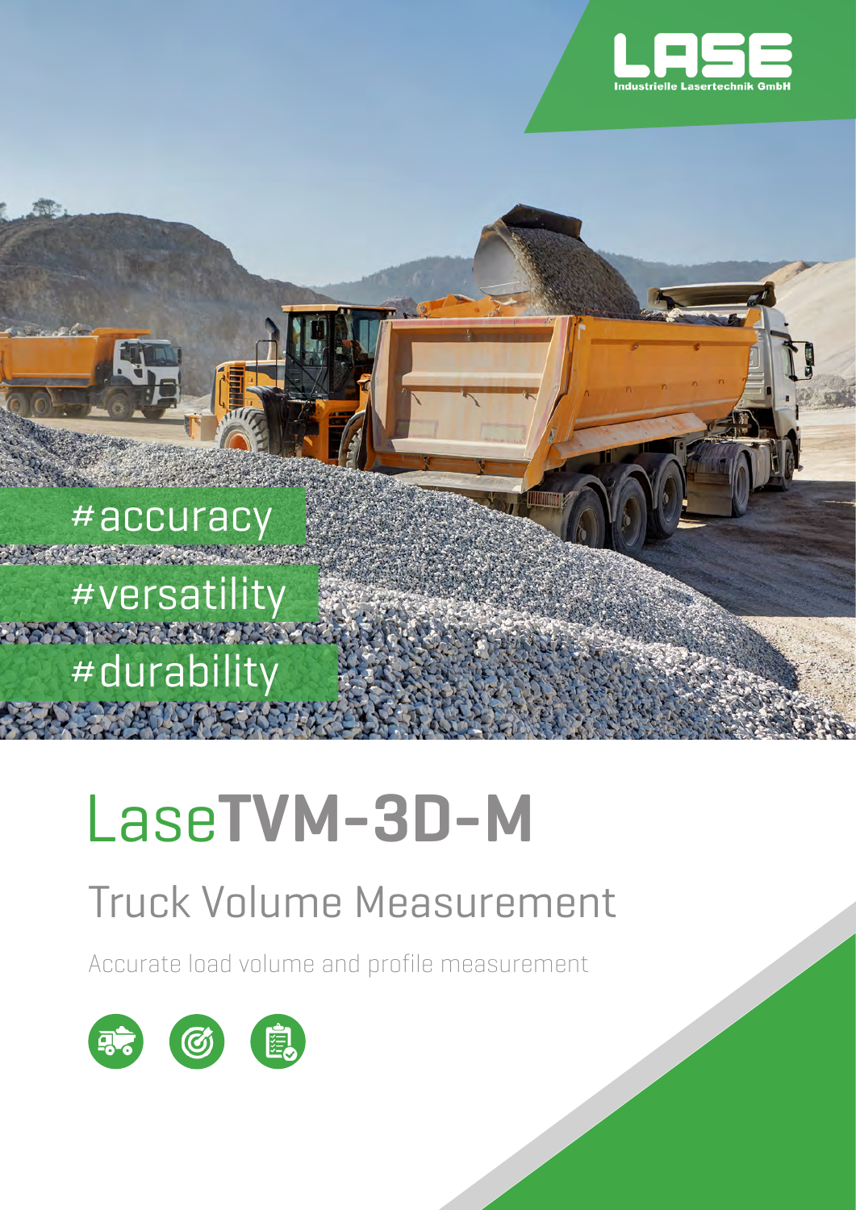LASE
Industrielle Lasertechnik GmbH

#accuracy

#versatility

#durability

# LaseTVM-3D-M

## Truck Volume Measurement

Accurate load volume and profile measurement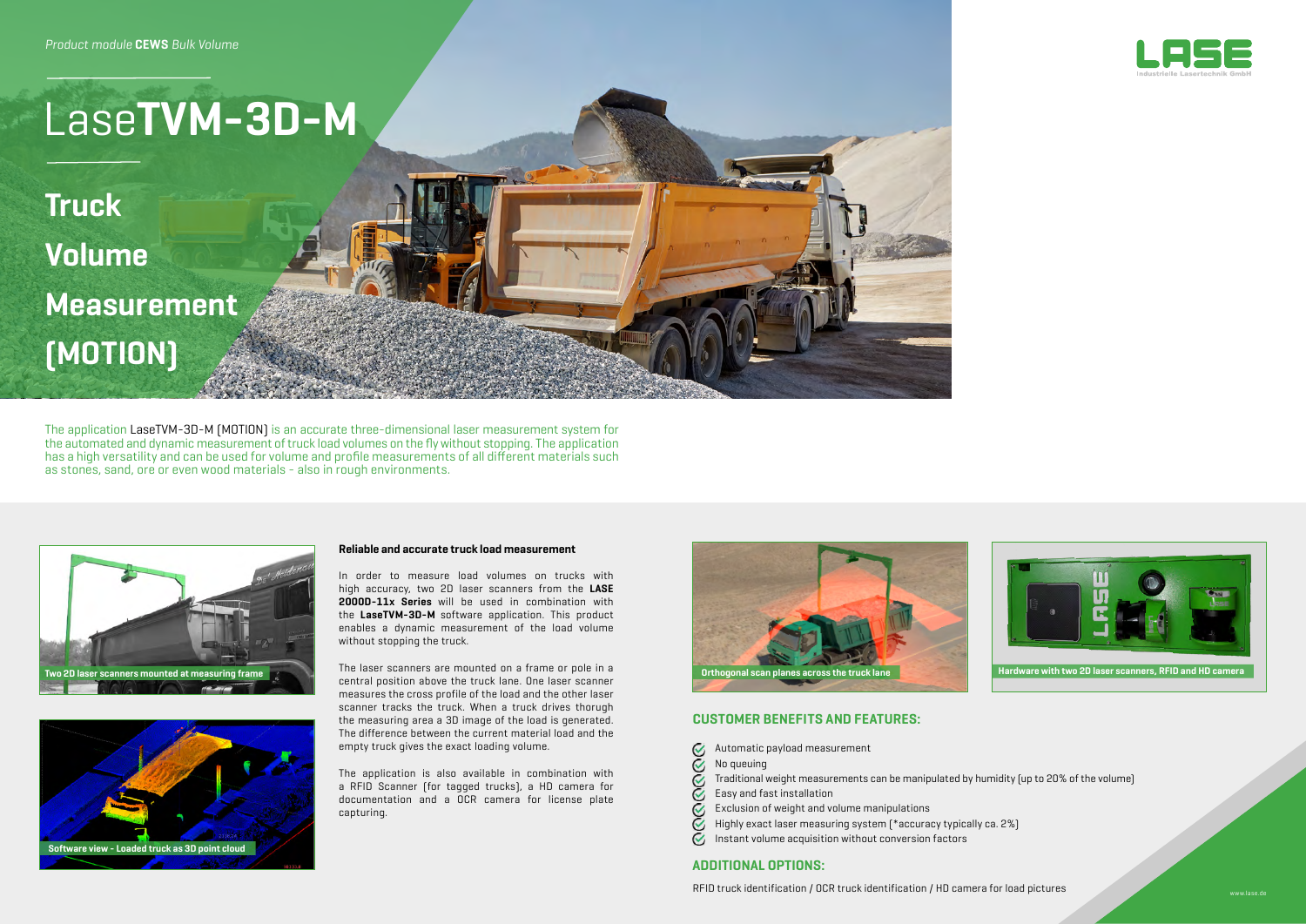*Product module* **CEWS** *Bulk Volume*

# Lase**TVM-3D-M**

## Truck Volume Measurement (MOTION)

The application LaseTVM-3D-M (MOTION) is an accurate three-dimensional laser measurement system for the automated and dynamic measurement of truck load volumes on the fly without stopping. The application has a high versatility and can be used for volume and profile measurements of all different materials such as stones, sand, ore or even wood materials - also in rough environments.

Two 2D laser scanners mounted at measuring frame

Software view - Loaded truck as 3D point cloud

**Reliable and accurate truck load measurement**

In order to measure load volumes on trucks with high accuracy, two 2D laser scanners from the **LASE 2000D-11x Series** will be used in combination with the **LaseTVM-3D-M** software application. This product enables a dynamic measurement of the load volume without stopping the truck.

The laser scanners are mounted on a frame or pole in a central position above the truck lane. One laser scanner measures the cross profile of the load and the other laser scanner tracks the truck. When a truck drives thorugh the measuring area a 3D image of the load is generated. The difference between the current material load and the empty truck gives the exact loading volume.

The application is also available in combination with a RFID Scanner (for tagged trucks), a HD camera for documentation and a OCR camera for license plate capturing.

Orthogonal scan planes across the truck lane

Hardware with two 2D laser scanners, RFID and HD camera

### CUSTOMER BENEFITS AND FEATURES:

- Automatic payload measurement
- No queuing
- Traditional weight measurements can be manipulated by humidity (up to 20% of the volume)
- Easy and fast installation
- Exclusion of weight and volume manipulations
- Highly exact laser measuring system (*accuracy typically ca. 2%)
- Instant volume acquisition without conversion factors

### ADDITIONAL OPTIONS:

RFID truck identification / OCR truck identification / HD camera for load pictures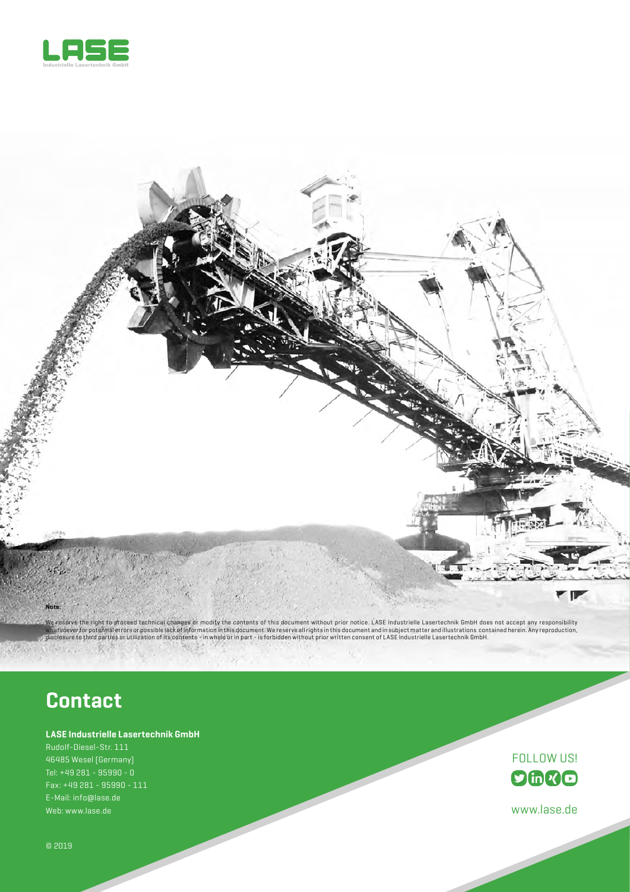**Note:**

We reserve the right to proceed technical changes or modify the contents of this document without prior notice. LASE Industrielle Lasertechnik GmbH does not accept any responsibility whatsoever for potential errors or possible lack of information in this document. We reserve all rights in this document and in subject matter and illustrations contained herein. Any reproduction, disclosure to third parties or utilization of its contents - in whole or in part - is forbidden without prior written consent of LASE Industrielle Lasertechnik GmbH.

# Contact

**LASE Industrielle Lasertechnik GmbH**

Rudolf-Diesel-Str. 111
46485 Wesel (Germany)
Tel: +49 281 - 95990 - 0
Fax: +49 281 - 95990 - 111
E-Mail: info@lase.de
Web: www.lase.de

FOLLOW US!

www.lase.de

© 2019